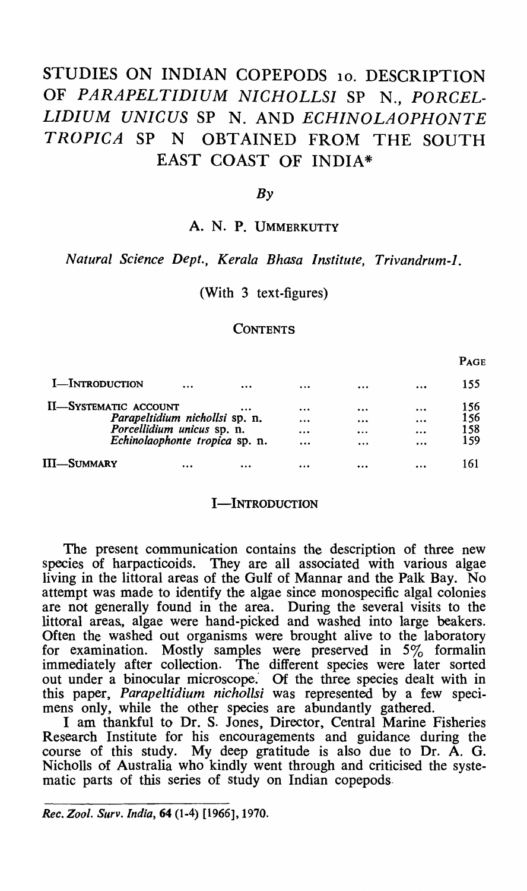# STUDIES ON INDIAN COPEPODS 10. DESCRIPTION OF *PARAPELTIDIUM NICHOLLSI* SP N., *PORCELLIDIUM UNICUS* SP N. AND *ECHINOLAOPHONTE TROPICA* SP N OBTAINED FROM THE SOUTH EAST COAST OF INDIA*

*By*

A. N. P. UMMERKUTTY

*Natural Science Dept., Kerala Bhasa Institute, Trivandrum-1.*

(With 3 text-figures)

## CONTENTS

| | PAGE |
|---|---|
| I—INTRODUCTION ... ... ... ... ... | 155 |
| II—SYSTEMATIC ACCOUNT ... ... ... ... | 156 |
| *Parapeltidium nichollsi* sp. n. ... ... ... | 156 |
| *Porcellidium unicus* sp. n. ... ... ... | 158 |
| *Echinolaophonte tropica* sp. n. ... ... ... | 159 |
| III—SUMMARY ... ... ... ... ... | 161 |

## I—INTRODUCTION

The present communication contains the description of three new species of harpacticoids. They are all associated with various algae living in the littoral areas of the Gulf of Mannar and the Palk Bay. No attempt was made to identify the algae since monospecific algal colonies are not generally found in the area. During the several visits to the littoral areas, algae were hand-picked and washed into large beakers. Often the washed out organisms were brought alive to the laboratory for examination. Mostly samples were preserved in 5% formalin immediately after collection. The different species were later sorted out under a binocular microscope. Of the three species dealt with in this paper, *Parapeltidium nichollsi* was represented by a few specimens only, while the other species are abundantly gathered.

I am thankful to Dr. S. Jones, Director, Central Marine Fisheries Research Institute for his encouragements and guidance during the course of this study. My deep gratitude is also due to Dr. A. G. Nicholls of Australia who kindly went through and criticised the systematic parts of this series of study on Indian copepods.

*Rec. Zool. Surv. India*, **64** (1-4) [1966], 1970.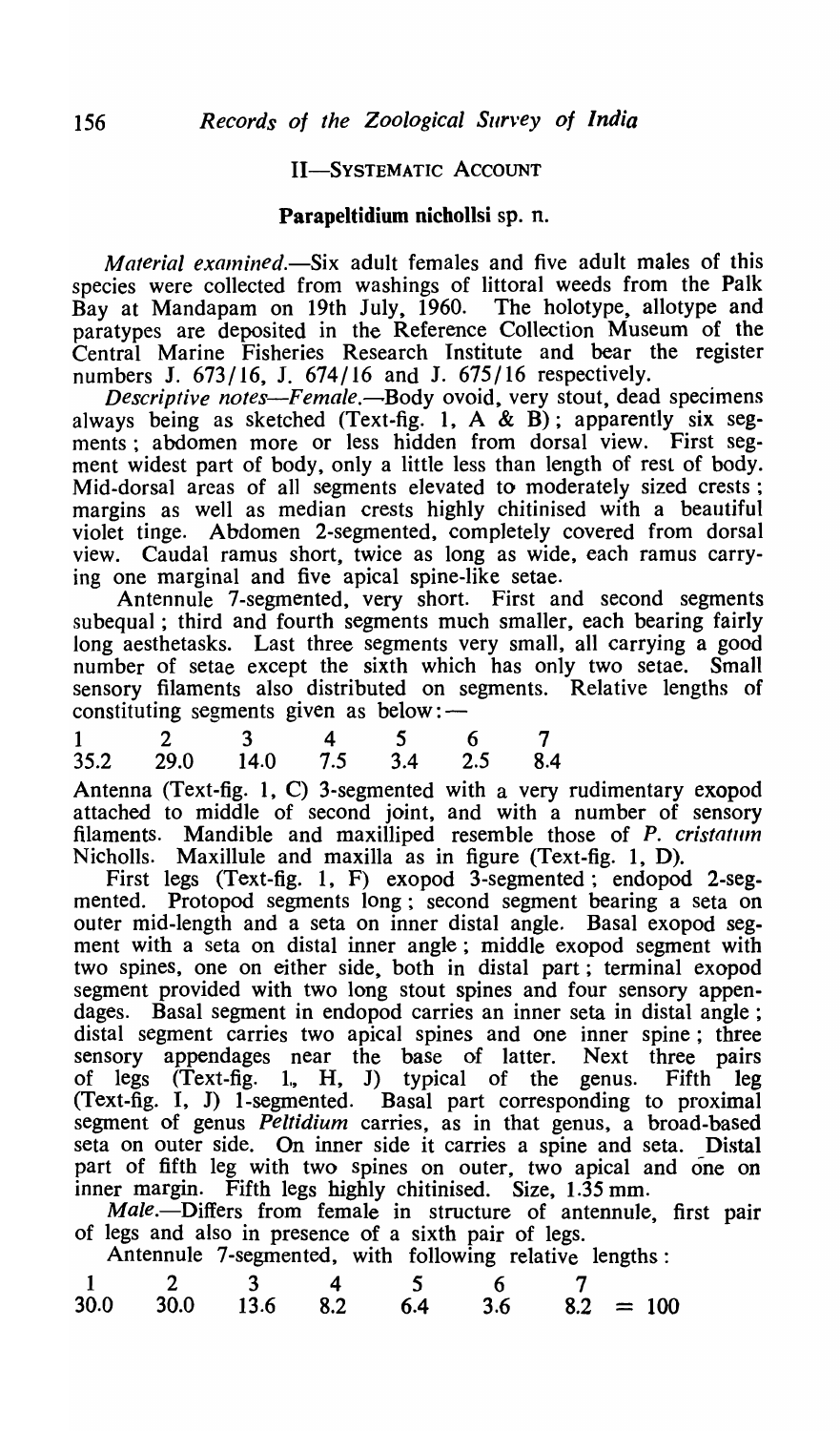## II—SYSTEMATIC ACCOUNT

### Parapeltidium nichollsi sp. n.

*Material examined*.—Six adult females and five adult males of this species were collected from washings of littoral weeds from the Palk Bay at Mandapam on 19th July, 1960. The holotype, allotype and paratypes are deposited in the Reference Collection Museum of the Central Marine Fisheries Research Institute and bear the register numbers J. 673/16, J. 674/16 and J. 675/16 respectively.

*Descriptive notes—Female*.—Body ovoid, very stout, dead specimens always being as sketched (Text-fig. 1, A & B); apparently six segments; abdomen more or less hidden from dorsal view. First segment widest part of body, only a little less than length of rest of body. Mid-dorsal areas of all segments elevated to moderately sized crests; margins as well as median crests highly chitinised with a beautiful violet tinge. Abdomen 2-segmented, completely covered from dorsal view. Caudal ramus short, twice as long as wide, each ramus carrying one marginal and five apical spine-like setae.

Antennule 7-segmented, very short. First and second segments subequal; third and fourth segments much smaller, each bearing fairly long aesthetasks. Last three segments very small, all carrying a good number of setae except the sixth which has only two setae. Small sensory filaments also distributed on segments. Relative lengths of constituting segments given as below:—

| 1 | 2 | 3 | 4 | 5 | 6 | 7 |
|---|---|---|---|---|---|---|
| 35.2 | 29.0 | 14.0 | 7.5 | 3.4 | 2.5 | 8.4 |

Antenna (Text-fig. 1, C) 3-segmented with a very rudimentary exopod attached to middle of second joint, and with a number of sensory filaments. Mandible and maxilliped resemble those of *P. cristatum* Nicholls. Maxillule and maxilla as in figure (Text-fig. 1, D).

First legs (Text-fig. 1, F) exopod 3-segmented; endopod 2-segmented. Protopod segments long; second segment bearing a seta on outer mid-length and a seta on inner distal angle. Basal exopod segment with a seta on distal inner angle; middle exopod segment with two spines, one on either side, both in distal part; terminal exopod segment provided with two long stout spines and four sensory appendages. Basal segment in endopod carries an inner seta in distal angle; distal segment carries two apical spines and one inner spine; three sensory appendages near the base of latter. Next three pairs of legs (Text-fig. 1, H, J) typical of the genus. Fifth leg (Text-fig. I, J) 1-segmented. Basal part corresponding to proximal segment of genus *Peltidium* carries, as in that genus, a broad-based seta on outer side. On inner side it carries a spine and seta. Distal part of fifth leg with two spines on outer, two apical and one on inner margin. Fifth legs highly chitinised. Size, 1.35 mm.

*Male*.—Differs from female in structure of antennule, first pair of legs and also in presence of a sixth pair of legs.

Antennule 7-segmented, with following relative lengths:

| 1 | 2 | 3 | 4 | 5 | 6 | 7 | |
|---|---|---|---|---|---|---|---|
| 30.0 | 30.0 | 13.6 | 8.2 | 6.4 | 3.6 | 8.2 | = 100 |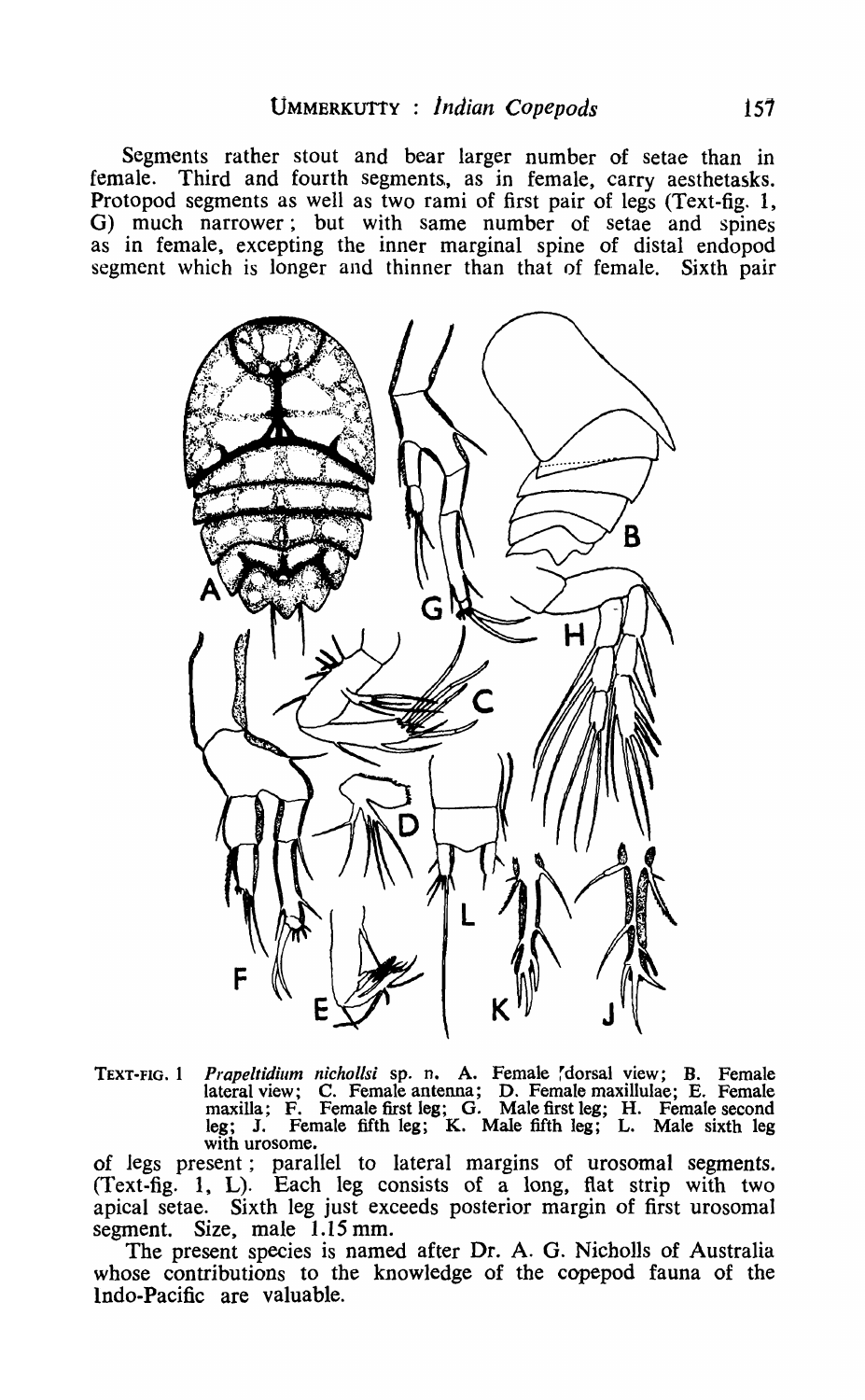Segments rather stout and bear larger number of setae than in female. Third and fourth segments, as in female, carry aesthetasks. Protopod segments as well as two rami of first pair of legs (Text-fig. 1, G) much narrower; but with same number of setae and spines as in female, excepting the inner marginal spine of distal endopod segment which is longer and thinner than that of female. Sixth pair of legs present; parallel to lateral margins of urosomal segments. (Text-fig. 1, L). Each leg consists of a long, flat strip with two apical setae. Sixth leg just exceeds posterior margin of first urosomal segment. Size, male 1.15 mm.

TEXT-FIG. 1 *Prapeltidium nichollsi* sp. n. A. Female dorsal view; B. Female lateral view; C. Female antenna; D. Female maxillulae; E. Female maxilla; F. Female first leg; G. Male first leg; H. Female second leg; J. Female fifth leg; K. Male fifth leg; L. Male sixth leg with urosome.

The present species is named after Dr. A. G. Nicholls of Australia whose contributions to the knowledge of the copepod fauna of the Indo-Pacific are valuable.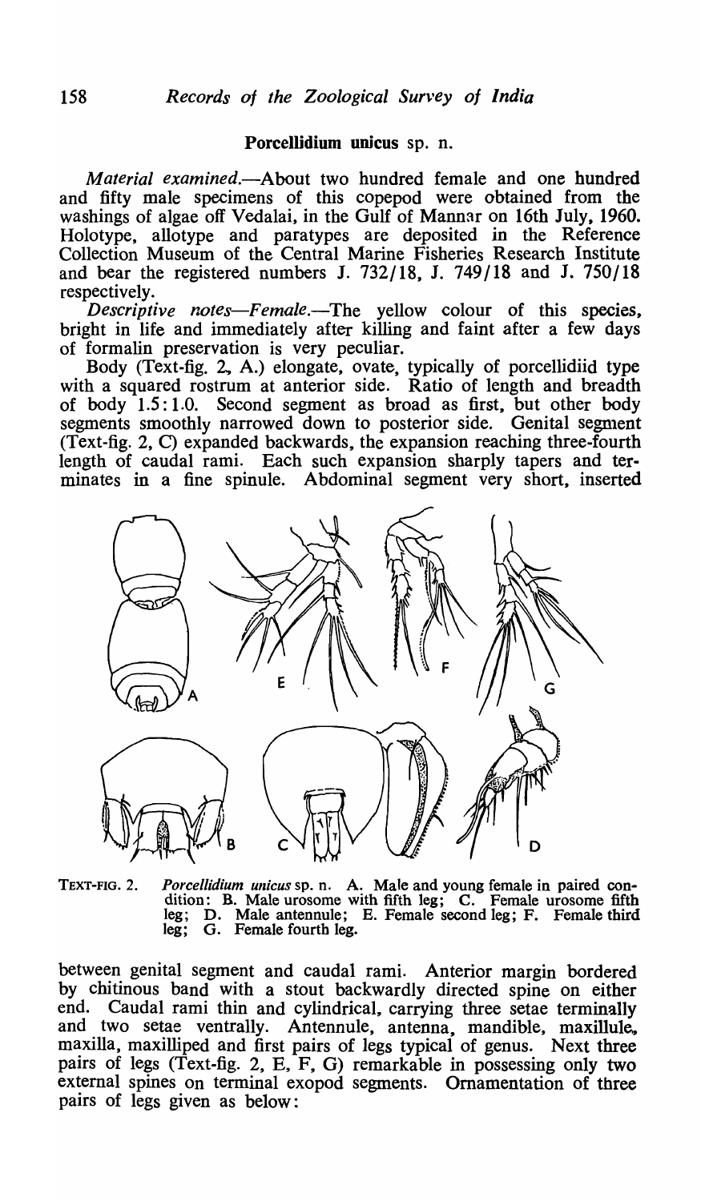## Porcellidium unicus sp. n.

*Material examined.*—About two hundred female and one hundred and fifty male specimens of this copepod were obtained from the washings of algae off Vedalai, in the Gulf of Mannar on 16th July, 1960. Holotype, allotype and paratypes are deposited in the Reference Collection Museum of the Central Marine Fisheries Research Institute and bear the registered numbers J. 732/18, J. 749/18 and J. 750/18 respectively.

*Descriptive notes—Female.*—The yellow colour of this species, bright in life and immediately after killing and faint after a few days of formalin preservation is very peculiar.

Body (Text-fig. 2, A.) elongate, ovate, typically of porcellidiid type with a squared rostrum at anterior side. Ratio of length and breadth of body 1.5 : 1.0. Second segment as broad as first, but other body segments smoothly narrowed down to posterior side. Genital segment (Text-fig. 2, C) expanded backwards, the expansion reaching three-fourth length of caudal rami. Each such expansion sharply tapers and terminates in a fine spinule. Abdominal segment very short, inserted

TEXT-FIG. 2. *Porcellidium unicus* sp. n. A. Male and young female in paired condition: B. Male urosome with fifth leg; C. Female urosome fifth leg; D. Male antennule; E. Female second leg; F. Female third leg; G. Female fourth leg.

between genital segment and caudal rami. Anterior margin bordered by chitinous band with a stout backwardly directed spine on either end. Caudal rami thin and cylindrical, carrying three setae terminally and two setae ventrally. Antennule, antenna, mandible, maxillule, maxilla, maxilliped and first pairs of legs typical of genus. Next three pairs of legs (Text-fig. 2, E, F, G) remarkable in possessing only two external spines on terminal exopod segments. Ornamentation of three pairs of legs given as below: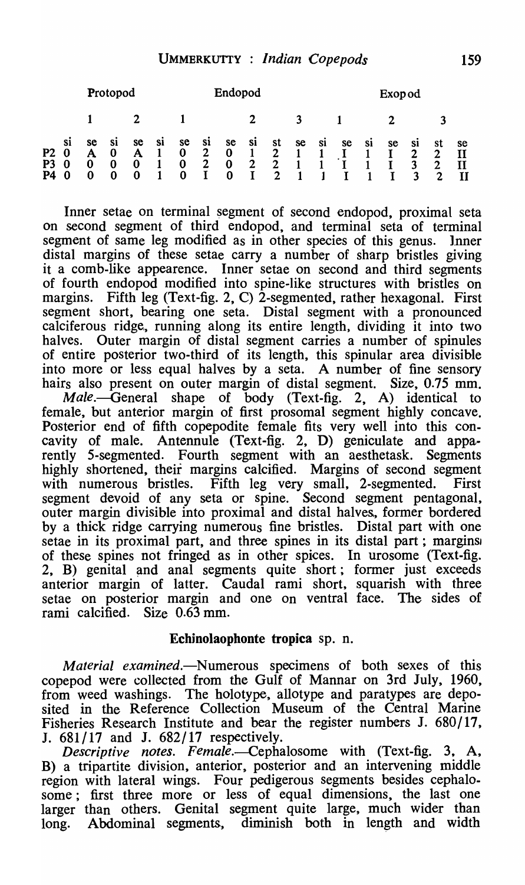| | Protopod | | | | Endopod | | | | | | | Expod od | | | | | | |
|---|---|---|---|---|---|---|---|---|---|---|---|---|---|---|---|---|---|---|
| | 1 | | 2 | | 1 | | 2 | | | 3 | | 1 | | 2 | | 3 | | |
| | si | se | si | se | si | se | si | se | si | st | se | si | se | si | se | si | st | se |
| P2 | 0 | A | 0 | A | 1 | 0 | 2 | 0 | 1 | 2 | 1 | 1 | I | 1 | I | 2 | 2 | II |
| P3 | 0 | 0 | 0 | 0 | 1 | 0 | 2 | 0 | 2 | 2 | 1 | 1 | I | 1 | I | 3 | 2 | II |
| P4 | 0 | 0 | 0 | 0 | 1 | 0 | I | 0 | I | 2 | 1 | 1 | I | 1 | I | 3 | 2 | II |

Inner setae on terminal segment of second endopod, proximal seta on second segment of third endopod, and terminal seta of terminal segment of same leg modified as in other species of this genus. Inner distal margins of these setae carry a number of sharp bristles giving it a comb-like appearence. Inner setae on second and third segments of fourth endopod modified into spine-like structures with bristles on margins. Fifth leg (Text-fig. 2, C) 2-segmented, rather hexagonal. First segment short, bearing one seta. Distal segment with a pronounced calciferous ridge, running along its entire length, dividing it into two halves. Outer margin of distal segment carries a number of spinules of entire posterior two-third of its length, this spinular area divisible into more or less equal halves by a seta. A number of fine sensory hairs also present on outer margin of distal segment. Size, 0.75 mm.

*Male*.—General shape of body (Text-fig. 2, A) identical to female, but anterior margin of first prosomal segment highly concave. Posterior end of fifth copepodite female fits very well into this concavity of male. Antennule (Text-fig. 2, D) geniculate and apparently 5-segmented. Fourth segment with an aesthetask. Segments highly shortened, their margins calcified. Margins of second segment with numerous bristles. Fifth leg very small, 2-segmented. First segment devoid of any seta or spine. Second segment pentagonal, outer margin divisible into proximal and distal halves, former bordered by a thick ridge carrying numerous fine bristles. Distal part with one setae in its proximal part, and three spines in its distal part; margins of these spines not fringed as in other spices. In urosome (Text-fig. 2, B) genital and anal segments quite short; former just exceeds anterior margin of latter. Caudal rami short, squarish with three setae on posterior margin and one on ventral face. The sides of rami calcified. Size 0.63 mm.

### Echinolaophonte tropica sp. n.

*Material examined*.—Numerous specimens of both sexes of this copepod were collected from the Gulf of Mannar on 3rd July, 1960, from weed washings. The holotype, allotype and paratypes are deposited in the Reference Collection Museum of the Central Marine Fisheries Research Institute and bear the register numbers J. 680/17, J. 681/17 and J. 682/17 respectively.

*Descriptive notes. Female*.—Cephalosome with (Text-fig. 3, A, B) a tripartite division, anterior, posterior and an intervening middle region with lateral wings. Four pedigerous segments besides cephalosome; first three more or less of equal dimensions, the last one larger than others. Genital segment quite large, much wider than long. Abdominal segments, diminish both in length and width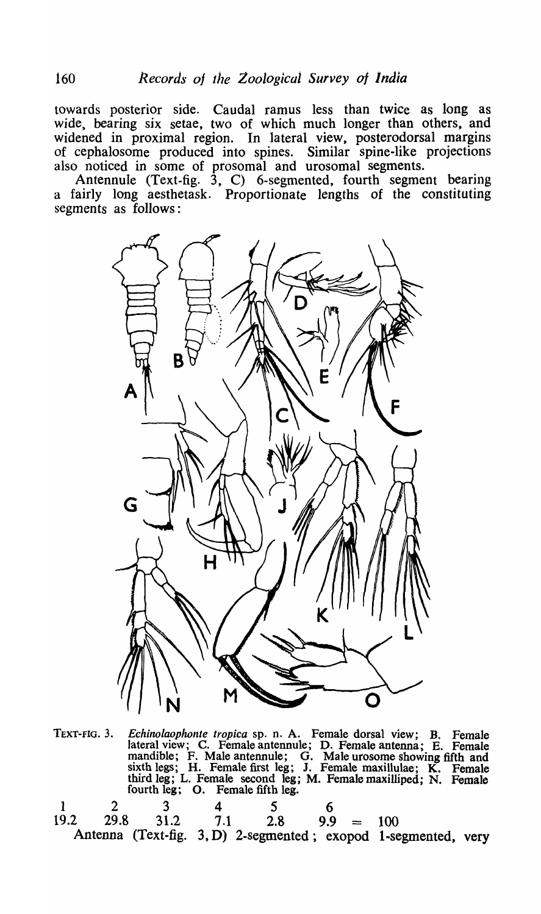towards posterior side. Caudal ramus less than twice as long as wide, bearing six setae, two of which much longer than others, and widened in proximal region. In lateral view, posterodorsal margins of cephalosome produced into spines. Similar spine-like projections also noticed in some of prosomal and urosomal segments.

Antennule (Text-fig. 3, C) 6-segmented, fourth segment bearing a fairly long aesthetask. Proportionate lengths of the constituting segments as follows:

TEXT-FIG. 3. *Echinolaophonte tropica* sp. n. A. Female dorsal view; B. Female lateral view; C. Female antennule; D. Female antenna; E. Female mandible; F. Male antennule; G. Male urosome showing fifth and sixth legs; H. Female first leg; J. Female maxillulae; K. Female third leg; L. Female second leg; M. Female maxilliped; N. Female fourth leg; O. Female fifth leg.

| 1 | 2 | 3 | 4 | 5 | 6 | |
|---|---|---|---|---|---|---|
| 19.2 | 29.8 | 31.2 | 7.1 | 2.8 | 9.9 | = 100 |

Antenna (Text-fig. 3, D) 2-segmented; exopod 1-segmented, very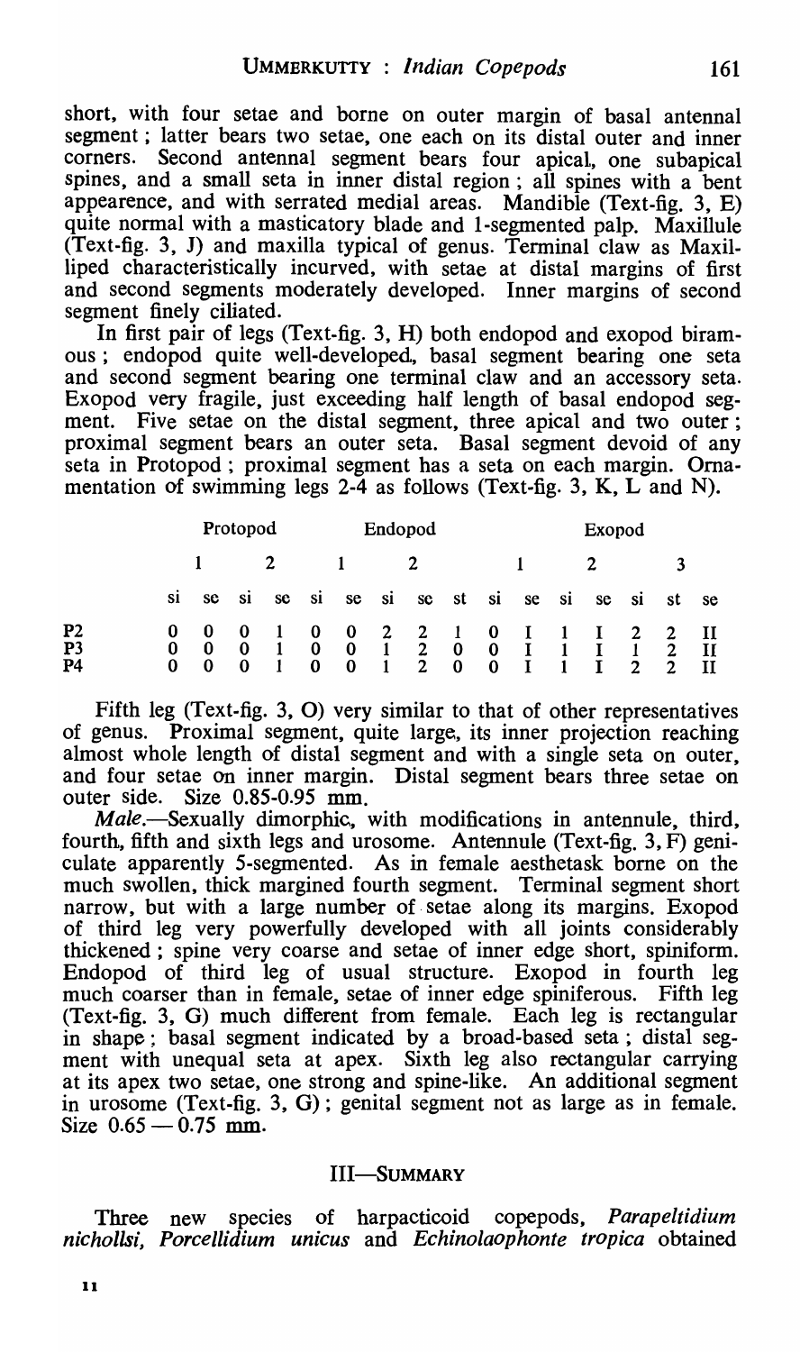short, with four setae and borne on outer margin of basal antennal segment; latter bears two setae, one each on its distal outer and inner corners. Second antennal segment bears four apical, one subapical spines, and a small seta in inner distal region; all spines with a bent appearence, and with serrated medial areas. Mandible (Text-fig. 3, E) quite normal with a masticatory blade and 1-segmented palp. Maxillule (Text-fig. 3, J) and maxilla typical of genus. Terminal claw as Maxilliped characteristically incurved, with setae at distal margins of first and second segments moderately developed. Inner margins of second segment finely ciliated.

In first pair of legs (Text-fig. 3, H) both endopod and exopod biramous; endopod quite well-developed, basal segment bearing one seta and second segment bearing one terminal claw and an accessory seta. Exopod very fragile, just exceeding half length of basal endopod segment. Five setae on the distal segment, three apical and two outer; proximal segment bears an outer seta. Basal segment devoid of any seta in Protopod; proximal segment has a seta on each margin. Ornamentation of swimming legs 2-4 as follows (Text-fig. 3, K, L and N).

| | Protopod | | | | Endopod | | | | | Exopod | | | | | | |
|---|---|---|---|---|---|---|---|---|---|---|---|---|---|---|---|---|
| | 1 | | 2 | | 1 | | 2 | | | 1 | | 2 | | 3 | | |
| | si | se | si | se | si | se | si | se | st | si | se | si | se | si | st | se |
| P2 | 0 | 0 | 0 | 1 | 0 | 0 | 2 | 2 | 1 | 0 | I | 1 | I | 2 | 2 | II |
| P3 | 0 | 0 | 0 | 1 | 0 | 0 | 1 | 2 | 0 | 0 | I | 1 | I | 1 | 2 | II |
| P4 | 0 | 0 | 0 | 1 | 0 | 0 | 1 | 2 | 0 | 0 | I | 1 | I | 2 | 2 | II |

Fifth leg (Text-fig. 3, O) very similar to that of other representatives of genus. Proximal segment, quite large, its inner projection reaching almost whole length of distal segment and with a single seta on outer, and four setae on inner margin. Distal segment bears three setae on outer side. Size 0.85-0.95 mm.

*Male*.—Sexually dimorphic, with modifications in antennule, third, fourth, fifth and sixth legs and urosome. Antennule (Text-fig. 3, F) geniculate apparently 5-segmented. As in female aesthetask borne on the much swollen, thick margined fourth segment. Terminal segment short narrow, but with a large number of setae along its margins. Exopod of third leg very powerfully developed with all joints considerably thickened; spine very coarse and setae of inner edge short, spiniform. Endopod of third leg of usual structure. Exopod in fourth leg much coarser than in female, setae of inner edge spiniferous. Fifth leg (Text-fig. 3, G) much different from female. Each leg is rectangular in shape; basal segment indicated by a broad-based seta; distal segment with unequal seta at apex. Sixth leg also rectangular carrying at its apex two setae, one strong and spine-like. An additional segment in urosome (Text-fig. 3, G); genital segment not as large as in female. Size 0.65 — 0.75 mm.

## III—Summary

Three new species of harpacticoid copepods, *Parapeltidium nichollsi, Porcellidium unicus* and *Echinolaophonte tropica* obtained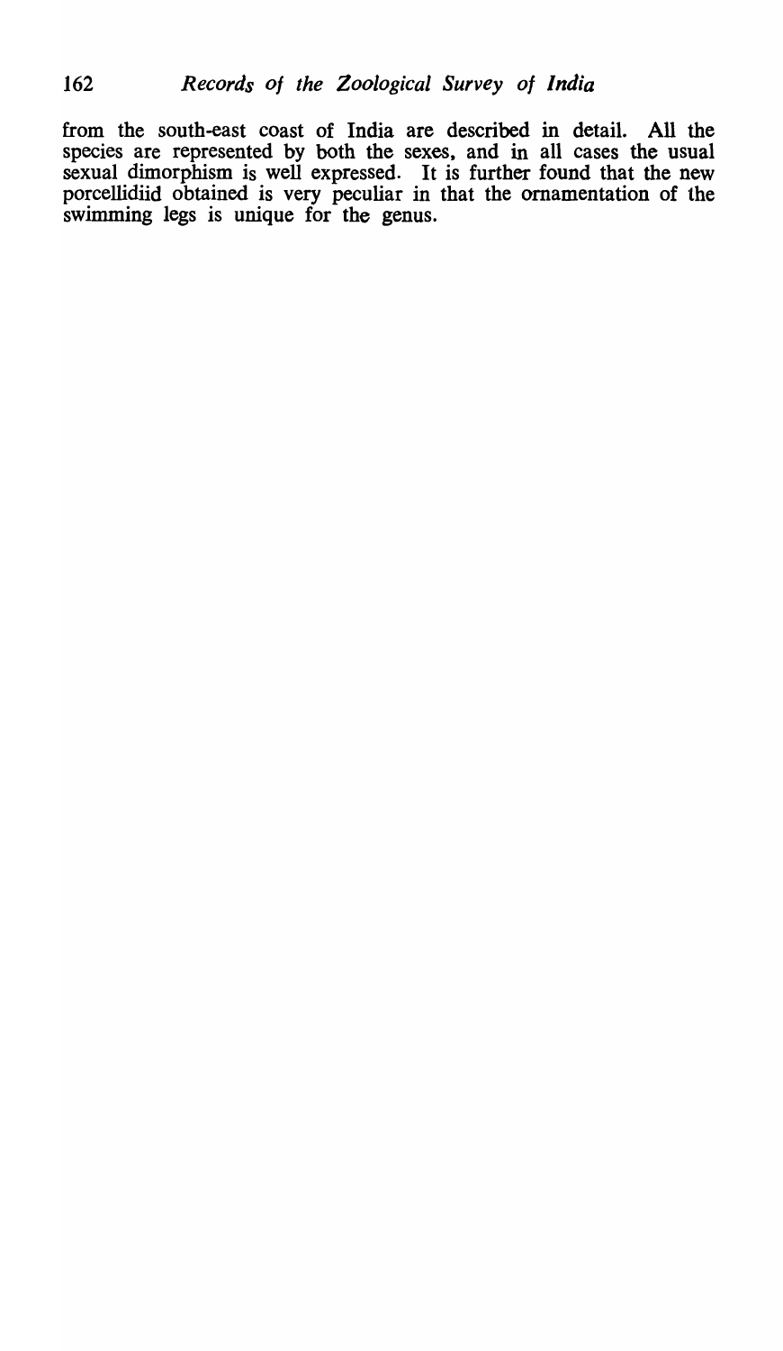from the south-east coast of India are described in detail. All the species are represented by both the sexes, and in all cases the usual sexual dimorphism is well expressed. It is further found that the new porcellidiid obtained is very peculiar in that the ornamentation of the swimming legs is unique for the genus.